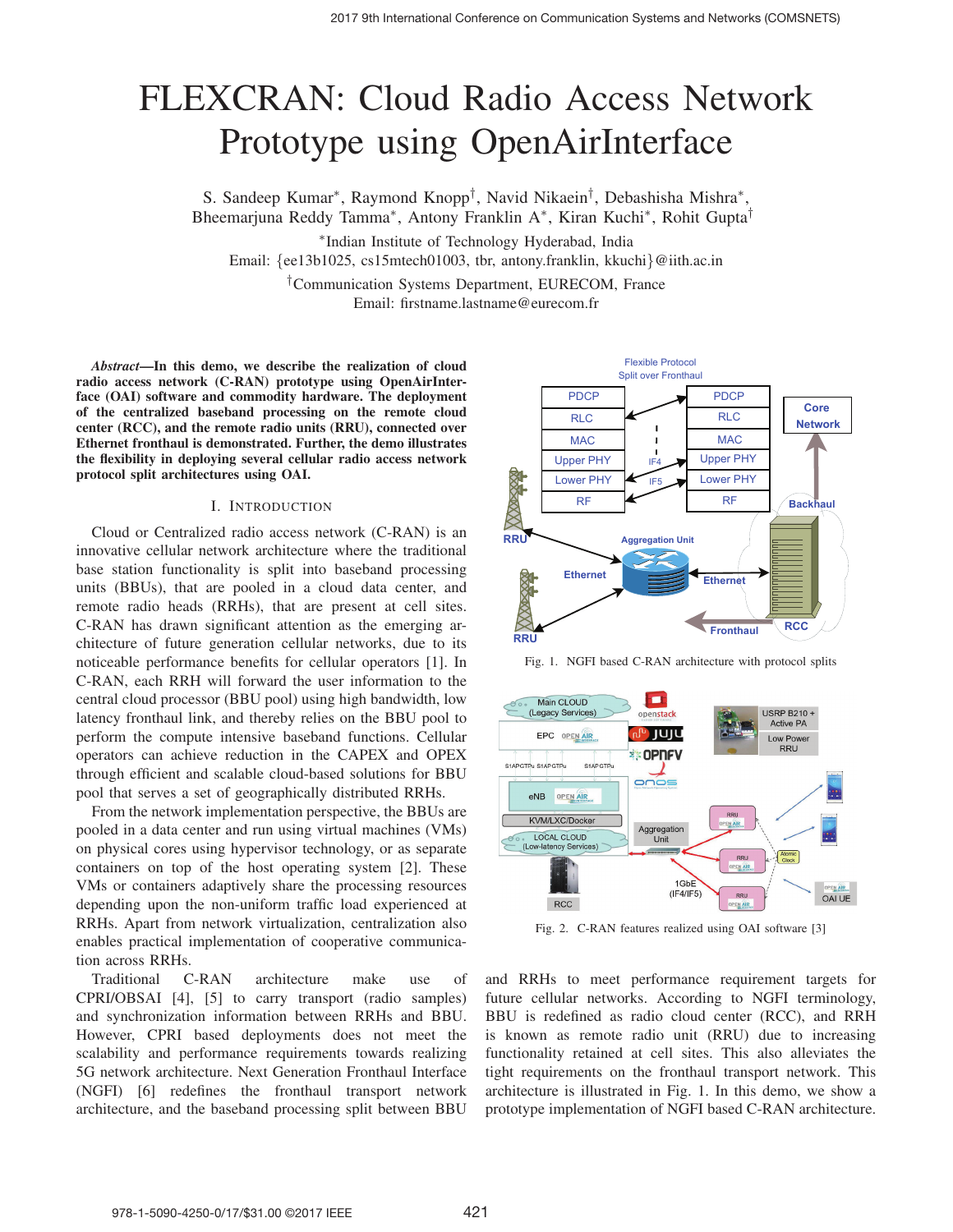# FLEXCRAN: Cloud Radio Access Network Prototype using OpenAirInterface

S. Sandeep Kumar*, Raymond Knopp†, Navid Nikaein†, Debashisha Mishra*, Bheemarjuna Reddy Tamma*, Antony Franklin A*, Kiran Kuchi*, Rohit Gupta†

*Indian Institute of Technology Hyderabad, India
Email: {ee13b1025, cs15mtech01003, tbr, antony.franklin, kkuchi}@iith.ac.in

†Communication Systems Department, EURECOM, France
Email: firstname.lastname@eurecom.fr

***Abstract*—In this demo, we describe the realization of cloud radio access network (C-RAN) prototype using OpenAirInterface (OAI) software and commodity hardware. The deployment of the centralized baseband processing on the remote cloud center (RCC), and the remote radio units (RRU), connected over Ethernet fronthaul is demonstrated. Further, the demo illustrates the flexibility in deploying several cellular radio access network protocol split architectures using OAI.**

## I. Introduction

Cloud or Centralized radio access network (C-RAN) is an innovative cellular network architecture where the traditional base station functionality is split into baseband processing units (BBUs), that are pooled in a cloud data center, and remote radio heads (RRHs), that are present at cell sites. C-RAN has drawn significant attention as the emerging architecture of future generation cellular networks, due to its noticeable performance benefits for cellular operators [1]. In C-RAN, each RRH will forward the user information to the central cloud processor (BBU pool) using high bandwidth, low latency fronthaul link, and thereby relies on the BBU pool to perform the compute intensive baseband functions. Cellular operators can achieve reduction in the CAPEX and OPEX through efficient and scalable cloud-based solutions for BBU pool that serves a set of geographically distributed RRHs.

From the network implementation perspective, the BBUs are pooled in a data center and run using virtual machines (VMs) on physical cores using hypervisor technology, or as separate containers on top of the host operating system [2]. These VMs or containers adaptively share the processing resources depending upon the non-uniform traffic load experienced at RRHs. Apart from network virtualization, centralization also enables practical implementation of cooperative communication across RRHs.

Traditional C-RAN architecture make use of CPRI/OBSAI [4], [5] to carry transport (radio samples) and synchronization information between RRHs and BBU. However, CPRI based deployments does not meet the scalability and performance requirements towards realizing 5G network architecture. Next Generation Fronthaul Interface (NGFI) [6] redefines the fronthaul transport network architecture, and the baseband processing split between BBU and RRHs to meet performance requirement targets for future cellular networks. According to NGFI terminology, BBU is redefined as radio cloud center (RCC), and RRH is known as remote radio unit (RRU) due to increasing functionality retained at cell sites. This also alleviates the tight requirements on the fronthaul transport network. This architecture is illustrated in Fig. 1. In this demo, we show a prototype implementation of NGFI based C-RAN architecture.

Flexible Protocol Split over Fronthaul
PDCP
RLC
MAC
Upper PHY
Lower PHY
RF
IF4
IF5
Core Network
Backhaul
RRU
Aggregation Unit
Ethernet
Ethernet
RRU
Fronthaul
RCC

Fig. 1. NGFI based C-RAN architecture with protocol splits

Main CLOUD (Legacy Services)
EPC
S1AP GTPu S1AP GTPu S1AP GTPu
eNB
KVM/LXC/Docker
LOCAL CLOUD (Low-latency Services)
RCC
openstack
JUJU
OPNFV
ONOS
USRP B210 + Active PA
Low Power RRU
Aggregation Unit
RRU
Atomic Clock
1GbE (IF4/IF5)
OAI UE

Fig. 2. C-RAN features realized using OAI software [3]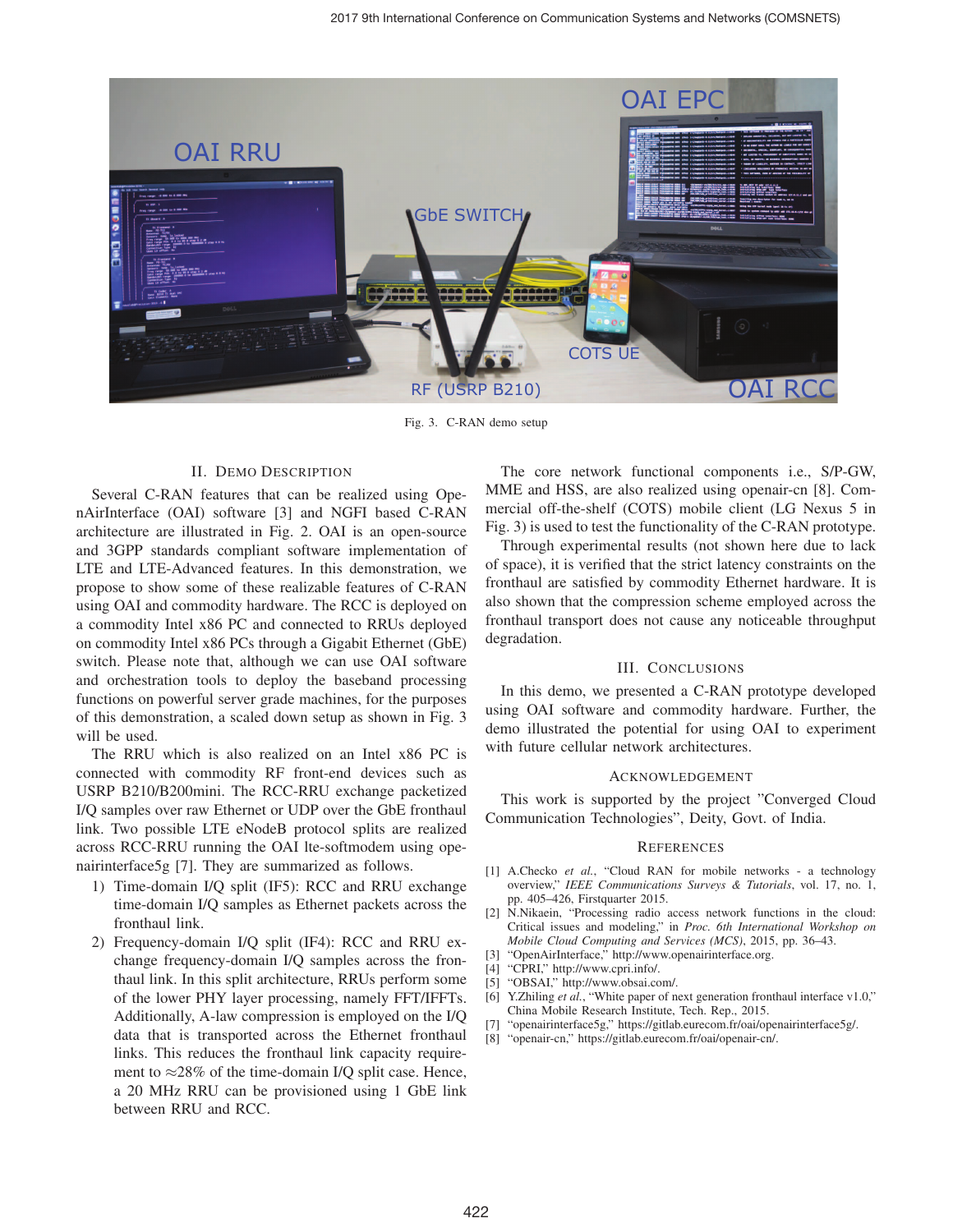Fig. 3. C-RAN demo setup

## II. Demo Description

Several C-RAN features that can be realized using OpenAirInterface (OAI) software [3] and NGFI based C-RAN architecture are illustrated in Fig. 2. OAI is an open-source and 3GPP standards compliant software implementation of LTE and LTE-Advanced features. In this demonstration, we propose to show some of these realizable features of C-RAN using OAI and commodity hardware. The RCC is deployed on a commodity Intel x86 PC and connected to RRUs deployed on commodity Intel x86 PCs through a Gigabit Ethernet (GbE) switch. Please note that, although we can use OAI software and orchestration tools to deploy the baseband processing functions on powerful server grade machines, for the purposes of this demonstration, a scaled down setup as shown in Fig. 3 will be used.

The RRU which is also realized on an Intel x86 PC is connected with commodity RF front-end devices such as USRP B210/B200mini. The RCC-RRU exchange packetized I/Q samples over raw Ethernet or UDP over the GbE fronthaul link. Two possible LTE eNodeB protocol splits are realized across RCC-RRU running the OAI lte-softmodem using openairinterface5g [7]. They are summarized as follows.

1) Time-domain I/Q split (IF5): RCC and RRU exchange time-domain I/Q samples as Ethernet packets across the fronthaul link.
2) Frequency-domain I/Q split (IF4): RCC and RRU exchange frequency-domain I/Q samples across the fronthaul link. In this split architecture, RRUs perform some of the lower PHY layer processing, namely FFT/IFFTs. Additionally, A-law compression is employed on the I/Q data that is transported across the Ethernet fronthaul links. This reduces the fronthaul link capacity requirement to $\approx$28% of the time-domain I/Q split case. Hence, a 20 MHz RRU can be provisioned using 1 GbE link between RRU and RCC.

The core network functional components i.e., S/P-GW, MME and HSS, are also realized using openair-cn [8]. Commercial off-the-shelf (COTS) mobile client (LG Nexus 5 in Fig. 3) is used to test the functionality of the C-RAN prototype.

Through experimental results (not shown here due to lack of space), it is verified that the strict latency constraints on the fronthaul are satisfied by commodity Ethernet hardware. It is also shown that the compression scheme employed across the fronthaul transport does not cause any noticeable throughput degradation.

## III. Conclusions

In this demo, we presented a C-RAN prototype developed using OAI software and commodity hardware. Further, the demo illustrated the potential for using OAI to experiment with future cellular network architectures.

## Acknowledgement

This work is supported by the project "Converged Cloud Communication Technologies", Deity, Govt. of India.

## References

[1] A.Checko *et al.*, "Cloud RAN for mobile networks - a technology overview," *IEEE Communications Surveys & Tutorials*, vol. 17, no. 1, pp. 405–426, Firstquarter 2015.

[2] N.Nikaein, "Processing radio access network functions in the cloud: Critical issues and modeling," in *Proc. 6th International Workshop on Mobile Cloud Computing and Services (MCS)*, 2015, pp. 36–43.

[3] "OpenAirInterface," http://www.openairinterface.org.

[4] "CPRI," http://www.cpri.info/.

[5] "OBSAI," http://www.obsai.com/.

[6] Y.Zhiling *et al.*, "White paper of next generation fronthaul interface v1.0," China Mobile Research Institute, Tech. Rep., 2015.

[7] "openairinterface5g," https://gitlab.eurecom.fr/oai/openairinterface5g/.

[8] "openair-cn," https://gitlab.eurecom.fr/oai/openair-cn/.